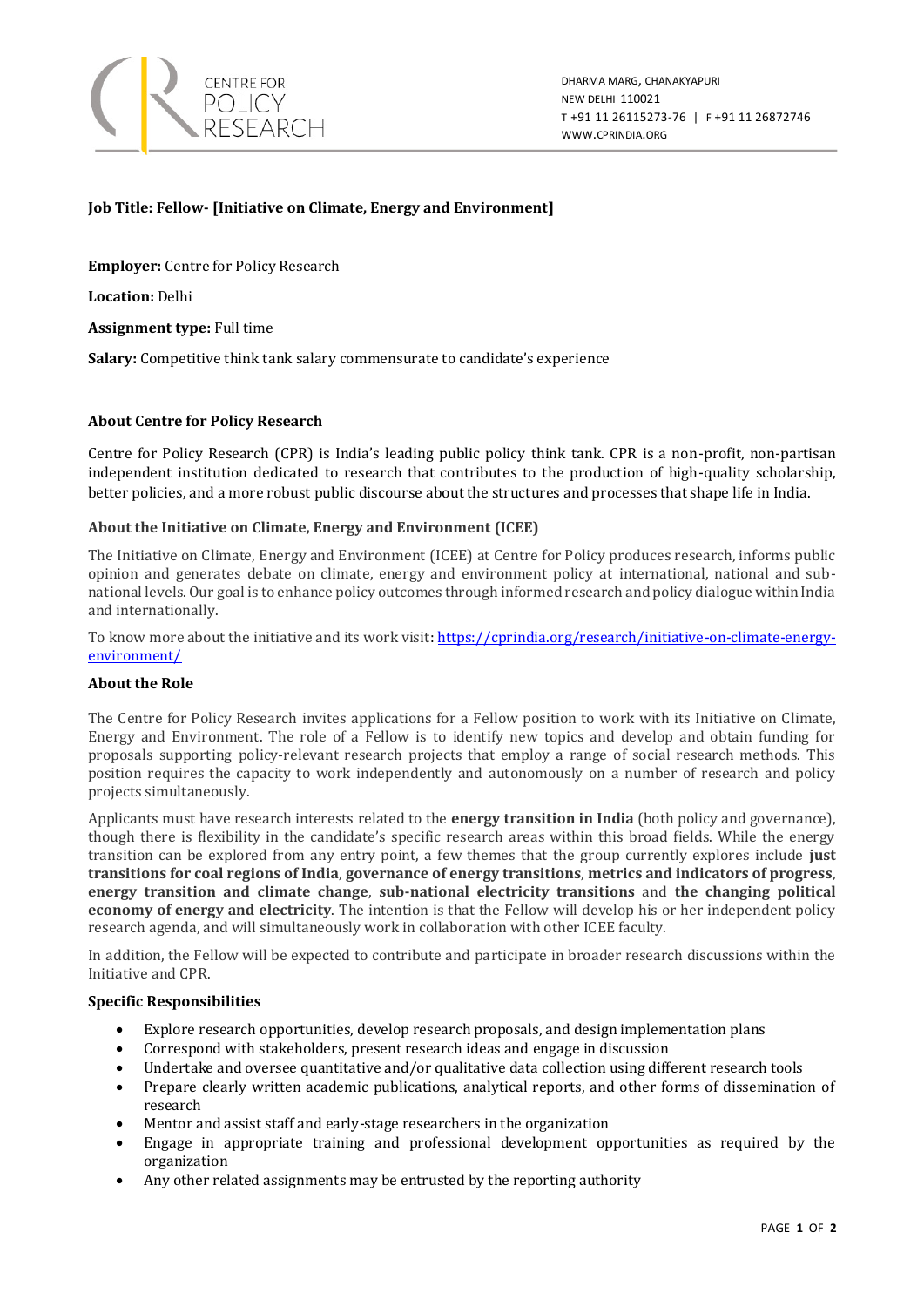CENTRE FOR POLICY RESEARCH

DHARMA MARG, CHANAKYAPURI
NEW DELHI 110021
T +91 11 26115273-76 | F +91 11 26872746
WWW.CPRINDIA.ORG

**Job Title: Fellow- [Initiative on Climate, Energy and Environment]**

**Employer:** Centre for Policy Research

**Location:** Delhi

**Assignment type:** Full time

**Salary:** Competitive think tank salary commensurate to candidate's experience

**About Centre for Policy Research**

Centre for Policy Research (CPR) is India's leading public policy think tank. CPR is a non-profit, non-partisan independent institution dedicated to research that contributes to the production of high-quality scholarship, better policies, and a more robust public discourse about the structures and processes that shape life in India.

**About the Initiative on Climate, Energy and Environment (ICEE)**

The Initiative on Climate, Energy and Environment (ICEE) at Centre for Policy produces research, informs public opinion and generates debate on climate, energy and environment policy at international, national and sub-national levels. Our goal is to enhance policy outcomes through informed research and policy dialogue within India and internationally.

To know more about the initiative and its work visit: [https://cprindia.org/research/initiative-on-climate-energy-environment/](https://cprindia.org/research/initiative-on-climate-energy-environment/)

**About the Role**

The Centre for Policy Research invites applications for a Fellow position to work with its Initiative on Climate, Energy and Environment. The role of a Fellow is to identify new topics and develop and obtain funding for proposals supporting policy-relevant research projects that employ a range of social research methods. This position requires the capacity to work independently and autonomously on a number of research and policy projects simultaneously.

Applicants must have research interests related to the **energy transition in India** (both policy and governance), though there is flexibility in the candidate's specific research areas within this broad fields. While the energy transition can be explored from any entry point, a few themes that the group currently explores include **just transitions for coal regions of India**, **governance of energy transitions**, **metrics and indicators of progress**, **energy transition and climate change**, **sub-national electricity transitions** and **the changing political economy of energy and electricity**. The intention is that the Fellow will develop his or her independent policy research agenda, and will simultaneously work in collaboration with other ICEE faculty.

In addition, the Fellow will be expected to contribute and participate in broader research discussions within the Initiative and CPR.

**Specific Responsibilities**

- Explore research opportunities, develop research proposals, and design implementation plans
- Correspond with stakeholders, present research ideas and engage in discussion
- Undertake and oversee quantitative and/or qualitative data collection using different research tools
- Prepare clearly written academic publications, analytical reports, and other forms of dissemination of research
- Mentor and assist staff and early-stage researchers in the organization
- Engage in appropriate training and professional development opportunities as required by the organization
- Any other related assignments may be entrusted by the reporting authority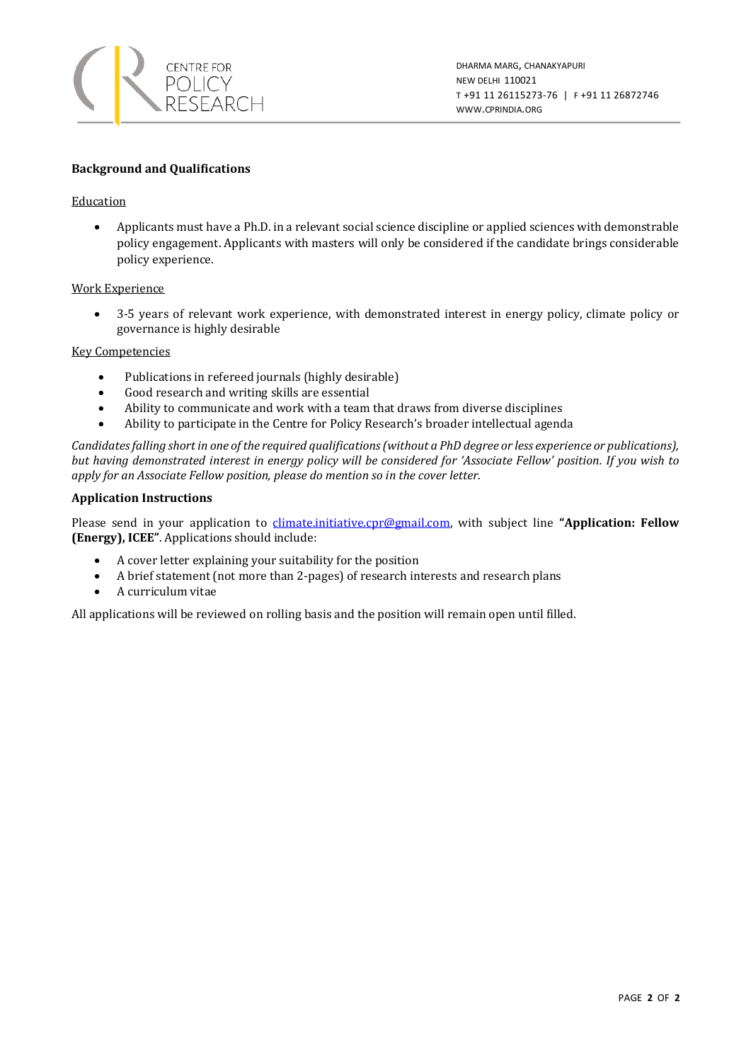**Background and Qualifications**

Education

- Applicants must have a Ph.D. in a relevant social science discipline or applied sciences with demonstrable policy engagement. Applicants with masters will only be considered if the candidate brings considerable policy experience.

Work Experience

- 3-5 years of relevant work experience, with demonstrated interest in energy policy, climate policy or governance is highly desirable

Key Competencies

- Publications in refereed journals (highly desirable)
- Good research and writing skills are essential
- Ability to communicate and work with a team that draws from diverse disciplines
- Ability to participate in the Centre for Policy Research's broader intellectual agenda

*Candidates falling short in one of the required qualifications (without a PhD degree or less experience or publications), but having demonstrated interest in energy policy will be considered for 'Associate Fellow' position. If you wish to apply for an Associate Fellow position, please do mention so in the cover letter.*

**Application Instructions**

Please send in your application to climate.initiative.cpr@gmail.com, with subject line **"Application: Fellow (Energy), ICEE"**. Applications should include:

- A cover letter explaining your suitability for the position
- A brief statement (not more than 2-pages) of research interests and research plans
- A curriculum vitae

All applications will be reviewed on rolling basis and the position will remain open until filled.